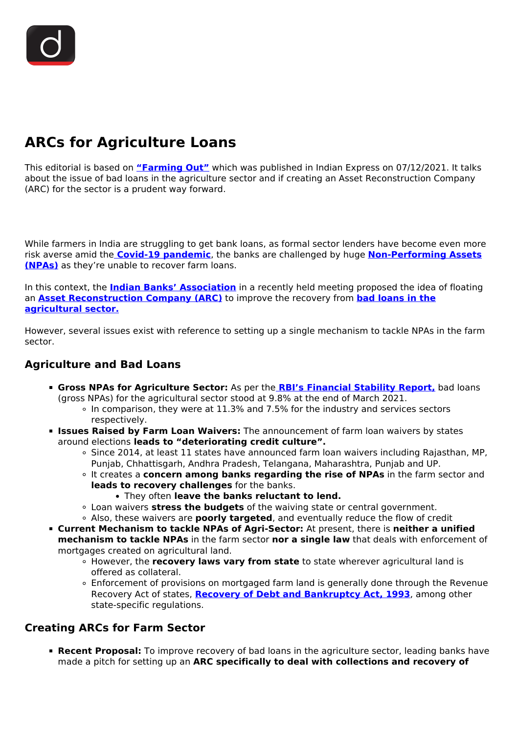# ARCs for Agriculture Loans

This editorial is based on **"Farming Out"** which was published in Indian Express on 07/12/2021. It talks about the issue of bad loans in the agriculture sector and if creating an Asset Reconstruction Company (ARC) for the sector is a prudent way forward.

While farmers in India are struggling to get bank loans, as formal sector lenders have become even more risk averse amid the **Covid-19 pandemic**, the banks are challenged by huge **Non-Performing Assets (NPAs)** as they're unable to recover farm loans.

In this context, the **Indian Banks' Association** in a recently held meeting proposed the idea of floating an **Asset Reconstruction Company (ARC)** to improve the recovery from **bad loans in the agricultural sector.**

However, several issues exist with reference to setting up a single mechanism to tackle NPAs in the farm sector.

## Agriculture and Bad Loans

- **Gross NPAs for Agriculture Sector:** As per the **RBI's Financial Stability Report,** bad loans (gross NPAs) for the agricultural sector stood at 9.8% at the end of March 2021.
  - In comparison, they were at 11.3% and 7.5% for the industry and services sectors respectively.
- **Issues Raised by Farm Loan Waivers:** The announcement of farm loan waivers by states around elections **leads to "deteriorating credit culture".**
  - Since 2014, at least 11 states have announced farm loan waivers including Rajasthan, MP, Punjab, Chhattisgarh, Andhra Pradesh, Telangana, Maharashtra, Punjab and UP.
  - It creates a **concern among banks regarding the rise of NPAs** in the farm sector and **leads to recovery challenges** for the banks.
    - They often **leave the banks reluctant to lend.**
  - Loan waivers **stress the budgets** of the waiving state or central government.
  - Also, these waivers are **poorly targeted**, and eventually reduce the flow of credit
- **Current Mechanism to tackle NPAs of Agri-Sector:** At present, there is **neither a unified mechanism to tackle NPAs** in the farm sector **nor a single law** that deals with enforcement of mortgages created on agricultural land.
  - However, the **recovery laws vary from state** to state wherever agricultural land is offered as collateral.
  - Enforcement of provisions on mortgaged farm land is generally done through the Revenue Recovery Act of states, **Recovery of Debt and Bankruptcy Act, 1993**, among other state-specific regulations.

## Creating ARCs for Farm Sector

- **Recent Proposal:** To improve recovery of bad loans in the agriculture sector, leading banks have made a pitch for setting up an **ARC specifically to deal with collections and recovery of**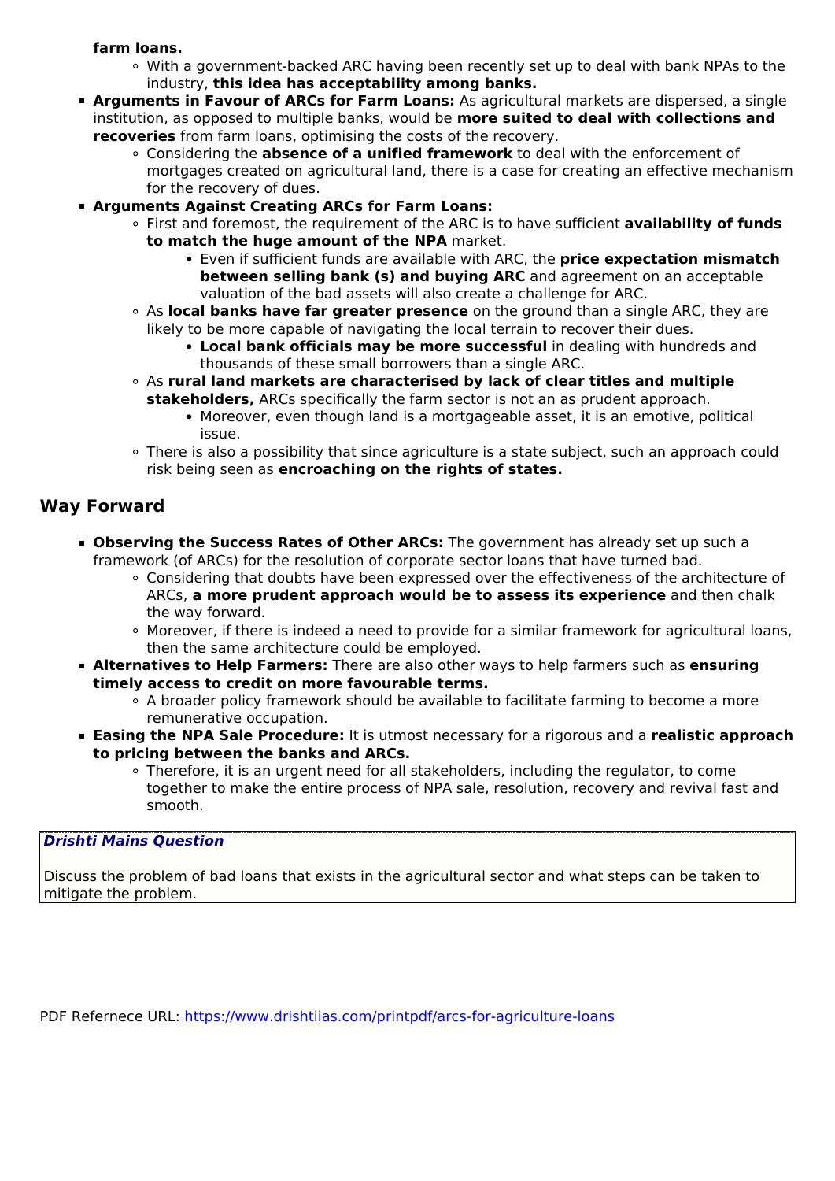**farm loans.**
    - With a government-backed ARC having been recently set up to deal with bank NPAs to the industry, **this idea has acceptability among banks.**
- **Arguments in Favour of ARCs for Farm Loans:** As agricultural markets are dispersed, a single institution, as opposed to multiple banks, would be **more suited to deal with collections and recoveries** from farm loans, optimising the costs of the recovery.
    - Considering the **absence of a unified framework** to deal with the enforcement of mortgages created on agricultural land, there is a case for creating an effective mechanism for the recovery of dues.
- **Arguments Against Creating ARCs for Farm Loans:**
    - First and foremost, the requirement of the ARC is to have sufficient **availability of funds to match the huge amount of the NPA** market.
        - Even if sufficient funds are available with ARC, the **price expectation mismatch between selling bank (s) and buying ARC** and agreement on an acceptable valuation of the bad assets will also create a challenge for ARC.
    - As **local banks have far greater presence** on the ground than a single ARC, they are likely to be more capable of navigating the local terrain to recover their dues.
        - **Local bank officials may be more successful** in dealing with hundreds and thousands of these small borrowers than a single ARC.
    - As **rural land markets are characterised by lack of clear titles and multiple stakeholders,** ARCs specifically the farm sector is not an as prudent approach.
        - Moreover, even though land is a mortgageable asset, it is an emotive, political issue.
    - There is also a possibility that since agriculture is a state subject, such an approach could risk being seen as **encroaching on the rights of states.**

## Way Forward

- **Observing the Success Rates of Other ARCs:** The government has already set up such a framework (of ARCs) for the resolution of corporate sector loans that have turned bad.
    - Considering that doubts have been expressed over the effectiveness of the architecture of ARCs, **a more prudent approach would be to assess its experience** and then chalk the way forward.
    - Moreover, if there is indeed a need to provide for a similar framework for agricultural loans, then the same architecture could be employed.
- **Alternatives to Help Farmers:** There are also other ways to help farmers such as **ensuring timely access to credit on more favourable terms.**
    - A broader policy framework should be available to facilitate farming to become a more remunerative occupation.
- **Easing the NPA Sale Procedure:** It is utmost necessary for a rigorous and a **realistic approach to pricing between the banks and ARCs.**
    - Therefore, it is an urgent need for all stakeholders, including the regulator, to come together to make the entire process of NPA sale, resolution, recovery and revival fast and smooth.

***Drishti Mains Question***

Discuss the problem of bad loans that exists in the agricultural sector and what steps can be taken to mitigate the problem.

PDF Refernece URL: https://www.drishtiias.com/printpdf/arcs-for-agriculture-loans